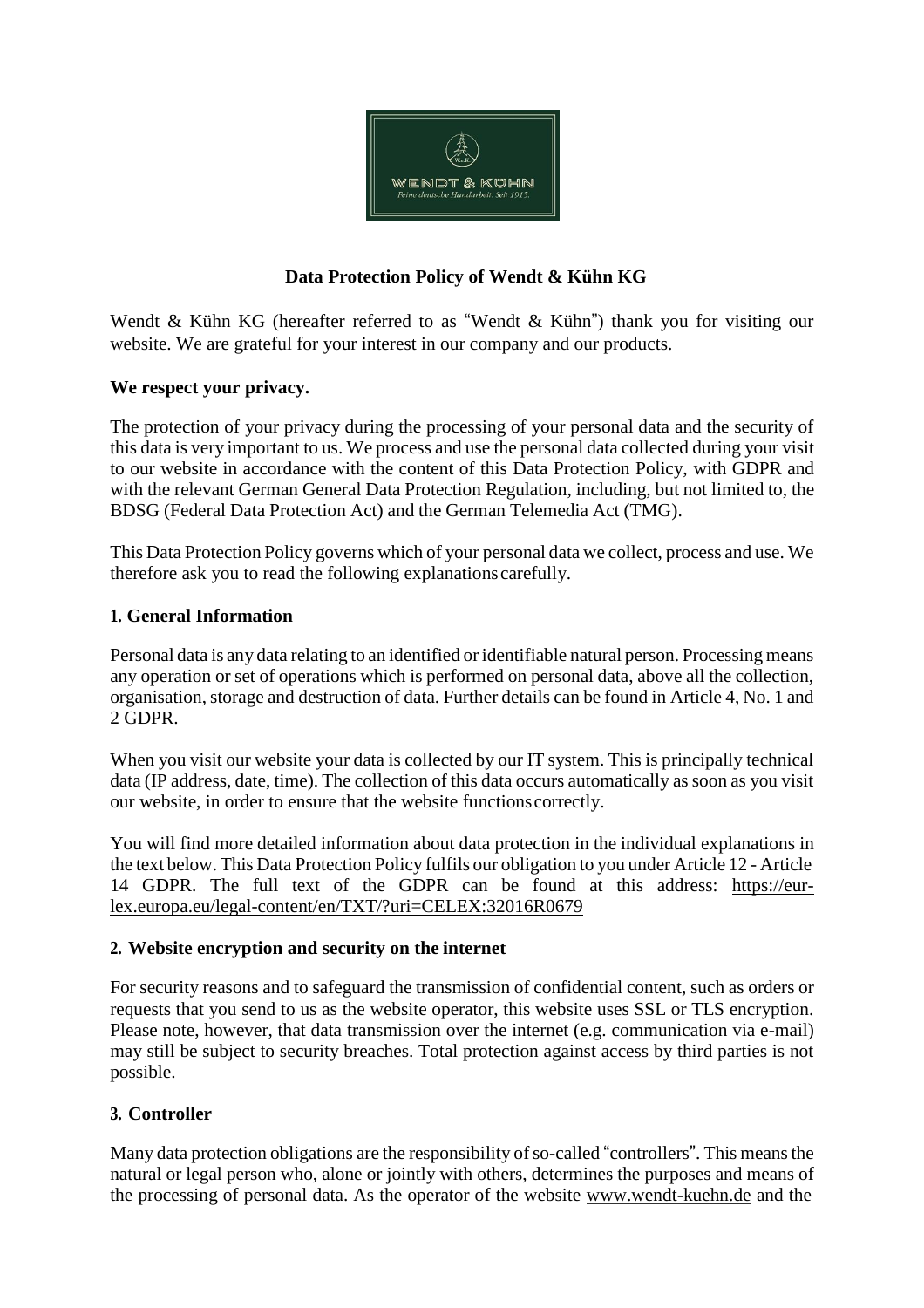# Data Protection Policy of Wendt & Kühn KG

Wendt & Kühn KG (hereafter referred to as "Wendt & Kühn") thank you for visiting our website. We are grateful for your interest in our company and our products.

**We respect your privacy.**

The protection of your privacy during the processing of your personal data and the security of this data is very important to us. We process and use the personal data collected during your visit to our website in accordance with the content of this Data Protection Policy, with GDPR and with the relevant German General Data Protection Regulation, including, but not limited to, the BDSG (Federal Data Protection Act) and the German Telemedia Act (TMG).

This Data Protection Policy governs which of your personal data we collect, process and use. We therefore ask you to read the following explanations carefully.

## 1. General Information

Personal data is any data relating to an identified or identifiable natural person. Processing means any operation or set of operations which is performed on personal data, above all the collection, organisation, storage and destruction of data. Further details can be found in Article 4, No. 1 and 2 GDPR.

When you visit our website your data is collected by our IT system. This is principally technical data (IP address, date, time). The collection of this data occurs automatically as soon as you visit our website, in order to ensure that the website functions correctly.

You will find more detailed information about data protection in the individual explanations in the text below. This Data Protection Policy fulfils our obligation to you under Article 12 - Article 14 GDPR. The full text of the GDPR can be found at this address: https://eur-lex.europa.eu/legal-content/en/TXT/?uri=CELEX:32016R0679

## 2. Website encryption and security on the internet

For security reasons and to safeguard the transmission of confidential content, such as orders or requests that you send to us as the website operator, this website uses SSL or TLS encryption. Please note, however, that data transmission over the internet (e.g. communication via e-mail) may still be subject to security breaches. Total protection against access by third parties is not possible.

## 3. Controller

Many data protection obligations are the responsibility of so-called "controllers". This means the natural or legal person who, alone or jointly with others, determines the purposes and means of the processing of personal data. As the operator of the website www.wendt-kuehn.de and the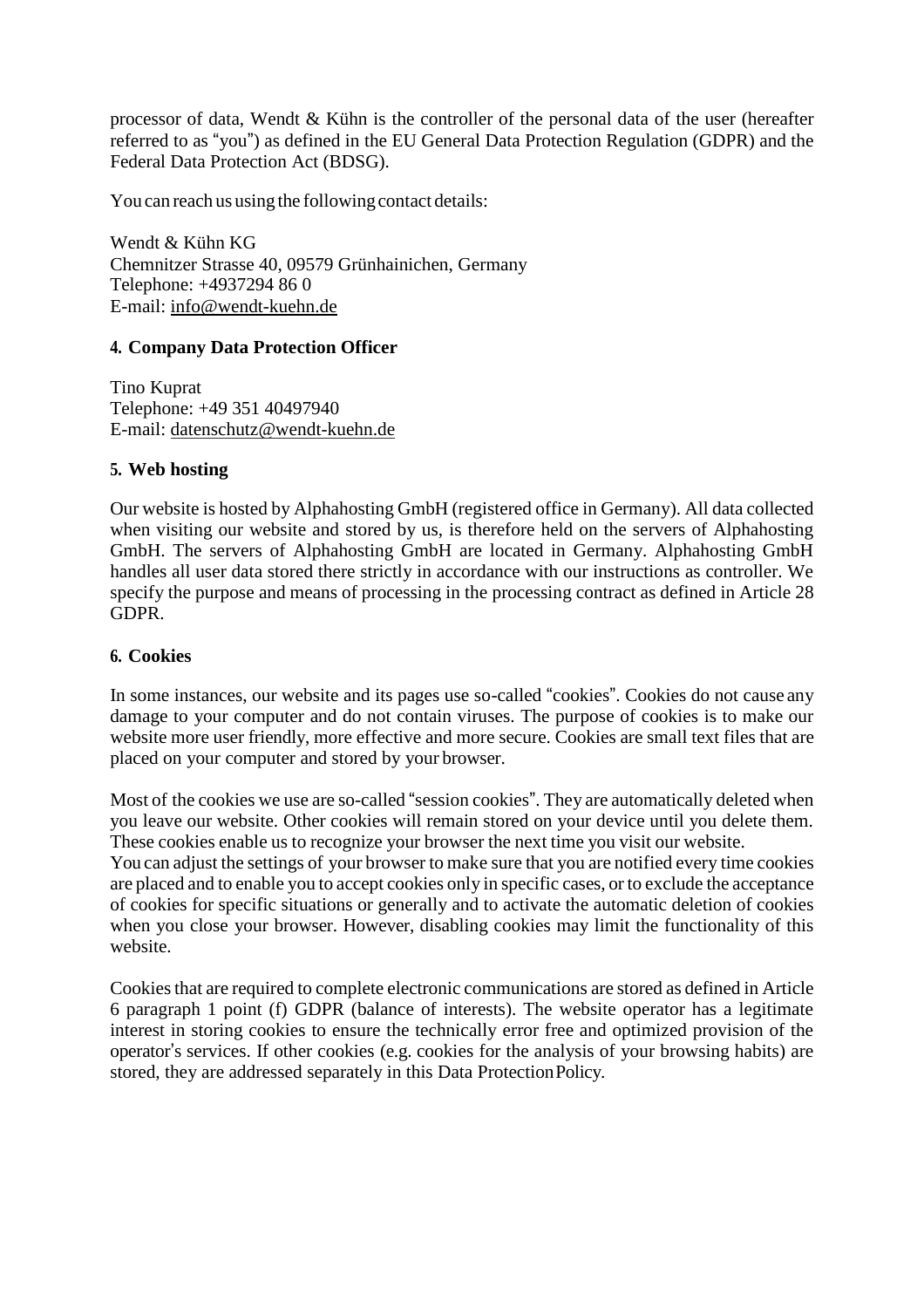processor of data, Wendt & Kühn is the controller of the personal data of the user (hereafter referred to as "you") as defined in the EU General Data Protection Regulation (GDPR) and the Federal Data Protection Act (BDSG).

You can reach us using the following contact details:

Wendt & Kühn KG
Chemnitzer Strasse 40, 09579 Grünhainichen, Germany
Telephone: +4937294 86 0
E-mail: info@wendt-kuehn.de

### 4. Company Data Protection Officer

Tino Kuprat
Telephone: +49 351 40497940
E-mail: datenschutz@wendt-kuehn.de

### 5. Web hosting

Our website is hosted by Alphahosting GmbH (registered office in Germany). All data collected when visiting our website and stored by us, is therefore held on the servers of Alphahosting GmbH. The servers of Alphahosting GmbH are located in Germany. Alphahosting GmbH handles all user data stored there strictly in accordance with our instructions as controller. We specify the purpose and means of processing in the processing contract as defined in Article 28 GDPR.

### 6. Cookies

In some instances, our website and its pages use so-called "cookies". Cookies do not cause any damage to your computer and do not contain viruses. The purpose of cookies is to make our website more user friendly, more effective and more secure. Cookies are small text files that are placed on your computer and stored by your browser.

Most of the cookies we use are so-called "session cookies". They are automatically deleted when you leave our website. Other cookies will remain stored on your device until you delete them. These cookies enable us to recognize your browser the next time you visit our website.
You can adjust the settings of your browser to make sure that you are notified every time cookies are placed and to enable you to accept cookies only in specific cases, or to exclude the acceptance of cookies for specific situations or generally and to activate the automatic deletion of cookies when you close your browser. However, disabling cookies may limit the functionality of this website.

Cookies that are required to complete electronic communications are stored as defined in Article 6 paragraph 1 point (f) GDPR (balance of interests). The website operator has a legitimate interest in storing cookies to ensure the technically error free and optimized provision of the operator's services. If other cookies (e.g. cookies for the analysis of your browsing habits) are stored, they are addressed separately in this Data Protection Policy.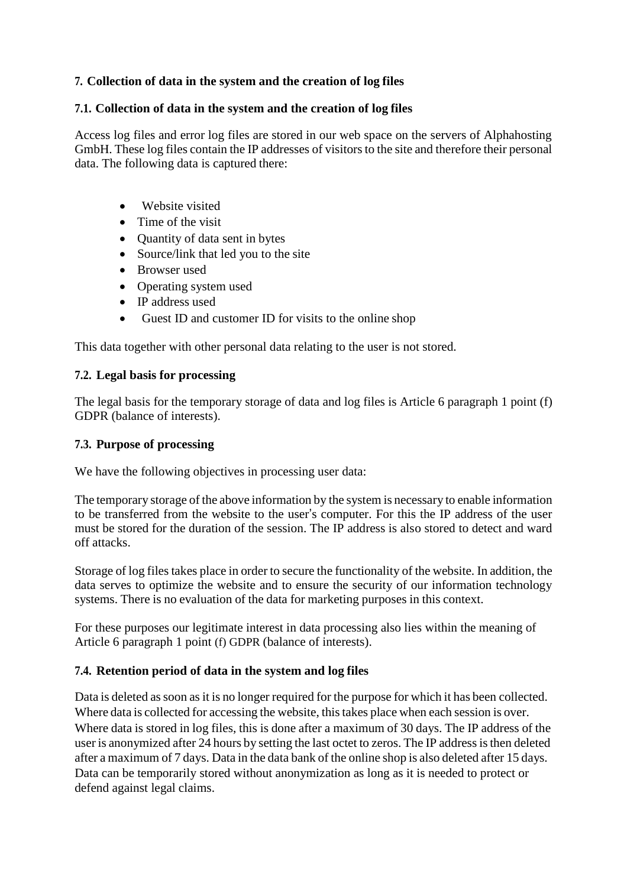## 7. Collection of data in the system and the creation of log files

### 7.1. Collection of data in the system and the creation of log files

Access log files and error log files are stored in our web space on the servers of Alphahosting GmbH. These log files contain the IP addresses of visitors to the site and therefore their personal data. The following data is captured there:

- Website visited
- Time of the visit
- Quantity of data sent in bytes
- Source/link that led you to the site
- Browser used
- Operating system used
- IP address used
- Guest ID and customer ID for visits to the online shop

This data together with other personal data relating to the user is not stored.

### 7.2. Legal basis for processing

The legal basis for the temporary storage of data and log files is Article 6 paragraph 1 point (f) GDPR (balance of interests).

### 7.3. Purpose of processing

We have the following objectives in processing user data:

The temporary storage of the above information by the system is necessary to enable information to be transferred from the website to the user's computer. For this the IP address of the user must be stored for the duration of the session. The IP address is also stored to detect and ward off attacks.

Storage of log files takes place in order to secure the functionality of the website. In addition, the data serves to optimize the website and to ensure the security of our information technology systems. There is no evaluation of the data for marketing purposes in this context.

For these purposes our legitimate interest in data processing also lies within the meaning of Article 6 paragraph 1 point (f) GDPR (balance of interests).

### 7.4. Retention period of data in the system and log files

Data is deleted as soon as it is no longer required for the purpose for which it has been collected. Where data is collected for accessing the website, this takes place when each session is over. Where data is stored in log files, this is done after a maximum of 30 days. The IP address of the user is anonymized after 24 hours by setting the last octet to zeros. The IP address is then deleted after a maximum of 7 days. Data in the data bank of the online shop is also deleted after 15 days. Data can be temporarily stored without anonymization as long as it is needed to protect or defend against legal claims.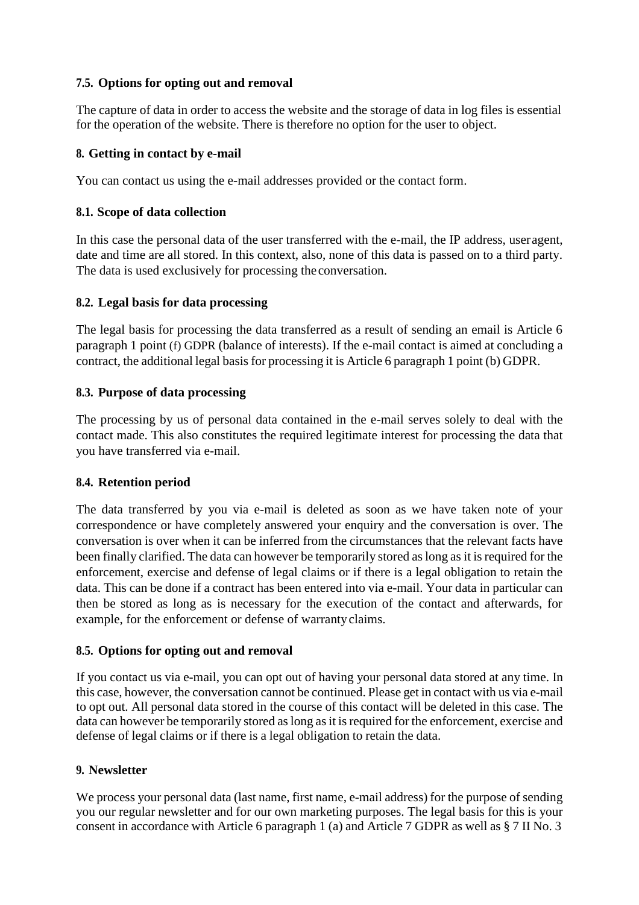### 7.5. Options for opting out and removal

The capture of data in order to access the website and the storage of data in log files is essential for the operation of the website. There is therefore no option for the user to object.

## 8. Getting in contact by e-mail

You can contact us using the e-mail addresses provided or the contact form.

### 8.1. Scope of data collection

In this case the personal data of the user transferred with the e-mail, the IP address, useragent, date and time are all stored. In this context, also, none of this data is passed on to a third party. The data is used exclusively for processing the conversation.

### 8.2. Legal basis for data processing

The legal basis for processing the data transferred as a result of sending an email is Article 6 paragraph 1 point (f) GDPR (balance of interests). If the e-mail contact is aimed at concluding a contract, the additional legal basis for processing it is Article 6 paragraph 1 point (b) GDPR.

### 8.3. Purpose of data processing

The processing by us of personal data contained in the e-mail serves solely to deal with the contact made. This also constitutes the required legitimate interest for processing the data that you have transferred via e-mail.

### 8.4. Retention period

The data transferred by you via e-mail is deleted as soon as we have taken note of your correspondence or have completely answered your enquiry and the conversation is over. The conversation is over when it can be inferred from the circumstances that the relevant facts have been finally clarified. The data can however be temporarily stored as long as it is required for the enforcement, exercise and defense of legal claims or if there is a legal obligation to retain the data. This can be done if a contract has been entered into via e-mail. Your data in particular can then be stored as long as is necessary for the execution of the contact and afterwards, for example, for the enforcement or defense of warranty claims.

### 8.5. Options for opting out and removal

If you contact us via e-mail, you can opt out of having your personal data stored at any time. In this case, however, the conversation cannot be continued. Please get in contact with us via e-mail to opt out. All personal data stored in the course of this contact will be deleted in this case. The data can however be temporarily stored as long as it is required for the enforcement, exercise and defense of legal claims or if there is a legal obligation to retain the data.

## 9. Newsletter

We process your personal data (last name, first name, e-mail address) for the purpose of sending you our regular newsletter and for our own marketing purposes. The legal basis for this is your consent in accordance with Article 6 paragraph 1 (a) and Article 7 GDPR as well as § 7 II No. 3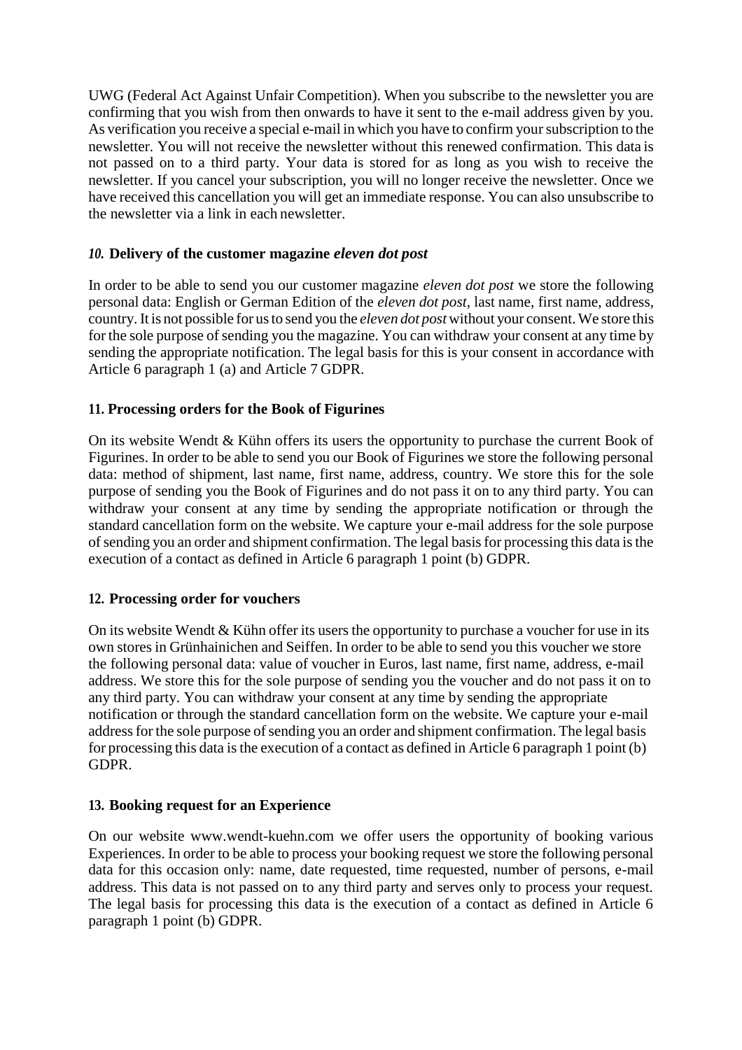UWG (Federal Act Against Unfair Competition). When you subscribe to the newsletter you are confirming that you wish from then onwards to have it sent to the e-mail address given by you. As verification you receive a special e-mail in which you have to confirm your subscription to the newsletter. You will not receive the newsletter without this renewed confirmation. This data is not passed on to a third party. Your data is stored for as long as you wish to receive the newsletter. If you cancel your subscription, you will no longer receive the newsletter. Once we have received this cancellation you will get an immediate response. You can also unsubscribe to the newsletter via a link in each newsletter.

### *10.* Delivery of the customer magazine *eleven dot post*

In order to be able to send you our customer magazine *eleven dot post* we store the following personal data: English or German Edition of the *eleven dot post*, last name, first name, address, country. It is not possible for us to send you the *eleven dot post* without your consent. We store this for the sole purpose of sending you the magazine. You can withdraw your consent at any time by sending the appropriate notification. The legal basis for this is your consent in accordance with Article 6 paragraph 1 (a) and Article 7 GDPR.

### 11. Processing orders for the Book of Figurines

On its website Wendt & Kühn offers its users the opportunity to purchase the current Book of Figurines. In order to be able to send you our Book of Figurines we store the following personal data: method of shipment, last name, first name, address, country. We store this for the sole purpose of sending you the Book of Figurines and do not pass it on to any third party. You can withdraw your consent at any time by sending the appropriate notification or through the standard cancellation form on the website. We capture your e-mail address for the sole purpose of sending you an order and shipment confirmation. The legal basis for processing this data is the execution of a contact as defined in Article 6 paragraph 1 point (b) GDPR.

### 12. Processing order for vouchers

On its website Wendt & Kühn offer its users the opportunity to purchase a voucher for use in its own stores in Grünhainichen and Seiffen. In order to be able to send you this voucher we store the following personal data: value of voucher in Euros, last name, first name, address, e-mail address. We store this for the sole purpose of sending you the voucher and do not pass it on to any third party. You can withdraw your consent at any time by sending the appropriate notification or through the standard cancellation form on the website. We capture your e-mail address for the sole purpose of sending you an order and shipment confirmation. The legal basis for processing this data is the execution of a contact as defined in Article 6 paragraph 1 point (b) GDPR.

### 13. Booking request for an Experience

On our website www.wendt-kuehn.com we offer users the opportunity of booking various Experiences. In order to be able to process your booking request we store the following personal data for this occasion only: name, date requested, time requested, number of persons, e-mail address. This data is not passed on to any third party and serves only to process your request. The legal basis for processing this data is the execution of a contact as defined in Article 6 paragraph 1 point (b) GDPR.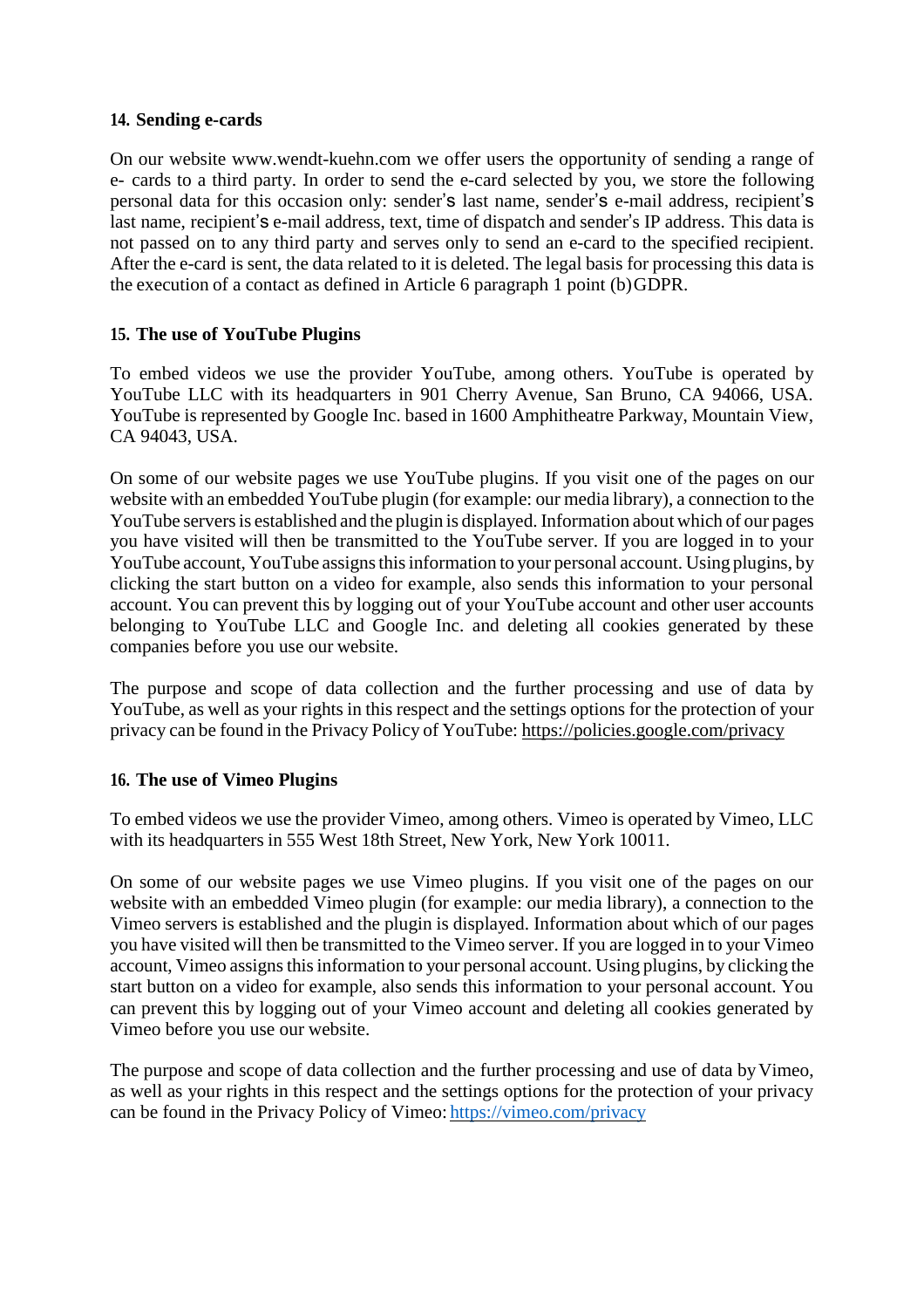## 14. Sending e-cards

On our website www.wendt-kuehn.com we offer users the opportunity of sending a range of e- cards to a third party. In order to send the e-card selected by you, we store the following personal data for this occasion only: sender's last name, sender's e-mail address, recipient's last name, recipient's e-mail address, text, time of dispatch and sender's IP address. This data is not passed on to any third party and serves only to send an e-card to the specified recipient. After the e-card is sent, the data related to it is deleted. The legal basis for processing this data is the execution of a contact as defined in Article 6 paragraph 1 point (b) GDPR.

## 15. The use of YouTube Plugins

To embed videos we use the provider YouTube, among others. YouTube is operated by YouTube LLC with its headquarters in 901 Cherry Avenue, San Bruno, CA 94066, USA. YouTube is represented by Google Inc. based in 1600 Amphitheatre Parkway, Mountain View, CA 94043, USA.

On some of our website pages we use YouTube plugins. If you visit one of the pages on our website with an embedded YouTube plugin (for example: our media library), a connection to the YouTube servers is established and the plugin is displayed. Information about which of our pages you have visited will then be transmitted to the YouTube server. If you are logged in to your YouTube account, YouTube assigns this information to your personal account. Using plugins, by clicking the start button on a video for example, also sends this information to your personal account. You can prevent this by logging out of your YouTube account and other user accounts belonging to YouTube LLC and Google Inc. and deleting all cookies generated by these companies before you use our website.

The purpose and scope of data collection and the further processing and use of data by YouTube, as well as your rights in this respect and the settings options for the protection of your privacy can be found in the Privacy Policy of YouTube: https://policies.google.com/privacy

## 16. The use of Vimeo Plugins

To embed videos we use the provider Vimeo, among others. Vimeo is operated by Vimeo, LLC with its headquarters in 555 West 18th Street, New York, New York 10011.

On some of our website pages we use Vimeo plugins. If you visit one of the pages on our website with an embedded Vimeo plugin (for example: our media library), a connection to the Vimeo servers is established and the plugin is displayed. Information about which of our pages you have visited will then be transmitted to the Vimeo server. If you are logged in to your Vimeo account, Vimeo assigns this information to your personal account. Using plugins, by clicking the start button on a video for example, also sends this information to your personal account. You can prevent this by logging out of your Vimeo account and deleting all cookies generated by Vimeo before you use our website.

The purpose and scope of data collection and the further processing and use of data by Vimeo, as well as your rights in this respect and the settings options for the protection of your privacy can be found in the Privacy Policy of Vimeo: https://vimeo.com/privacy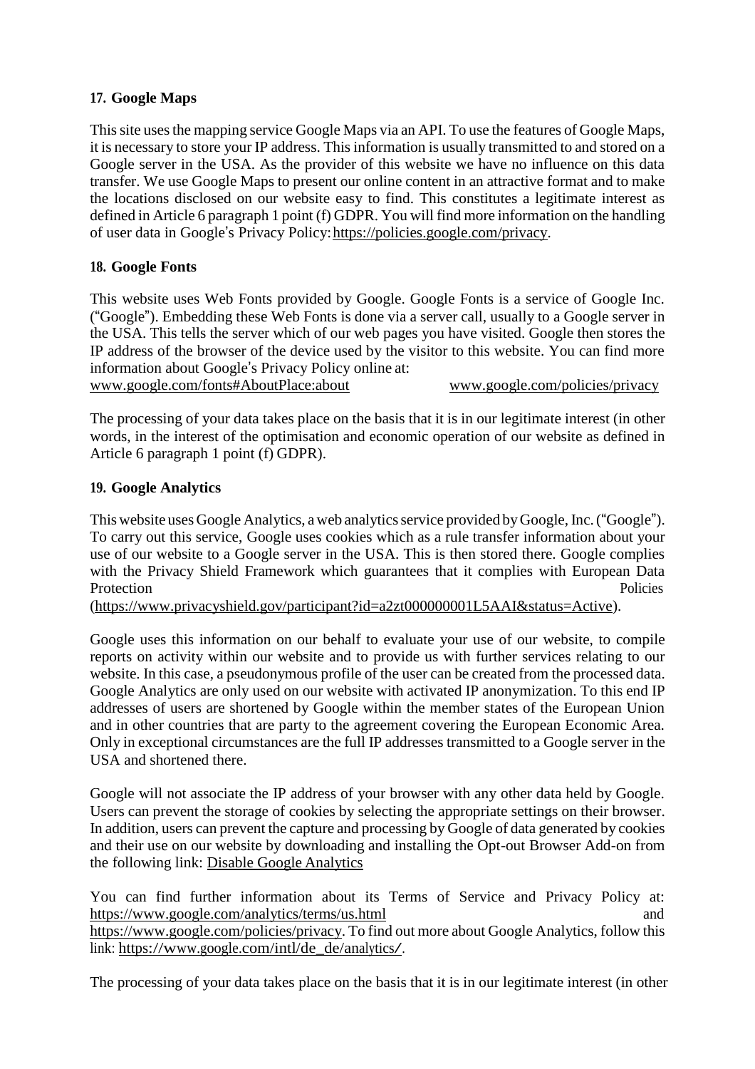### 17. Google Maps

This site uses the mapping service Google Maps via an API. To use the features of Google Maps, it is necessary to store your IP address. This information is usually transmitted to and stored on a Google server in the USA. As the provider of this website we have no influence on this data transfer. We use Google Maps to present our online content in an attractive format and to make the locations disclosed on our website easy to find. This constitutes a legitimate interest as defined in Article 6 paragraph 1 point (f) GDPR. You will find more information on the handling of user data in Google's Privacy Policy: https://policies.google.com/privacy.

### 18. Google Fonts

This website uses Web Fonts provided by Google. Google Fonts is a service of Google Inc. ("Google"). Embedding these Web Fonts is done via a server call, usually to a Google server in the USA. This tells the server which of our web pages you have visited. Google then stores the IP address of the browser of the device used by the visitor to this website. You can find more information about Google's Privacy Policy online at:
www.google.com/fonts#AboutPlace:about www.google.com/policies/privacy

The processing of your data takes place on the basis that it is in our legitimate interest (in other words, in the interest of the optimisation and economic operation of our website as defined in Article 6 paragraph 1 point (f) GDPR).

### 19. Google Analytics

This website uses Google Analytics, a web analytics service provided by Google, Inc. ("Google"). To carry out this service, Google uses cookies which as a rule transfer information about your use of our website to a Google server in the USA. This is then stored there. Google complies with the Privacy Shield Framework which guarantees that it complies with European Data Protection Policies (https://www.privacyshield.gov/participant?id=a2zt000000001L5AAI&status=Active).

Google uses this information on our behalf to evaluate your use of our website, to compile reports on activity within our website and to provide us with further services relating to our website. In this case, a pseudonymous profile of the user can be created from the processed data. Google Analytics are only used on our website with activated IP anonymization. To this end IP addresses of users are shortened by Google within the member states of the European Union and in other countries that are party to the agreement covering the European Economic Area. Only in exceptional circumstances are the full IP addresses transmitted to a Google server in the USA and shortened there.

Google will not associate the IP address of your browser with any other data held by Google. Users can prevent the storage of cookies by selecting the appropriate settings on their browser. In addition, users can prevent the capture and processing by Google of data generated by cookies and their use on our website by downloading and installing the Opt-out Browser Add-on from the following link: Disable Google Analytics

You can find further information about its Terms of Service and Privacy Policy at: https://www.google.com/analytics/terms/us.html and https://www.google.com/policies/privacy. To find out more about Google Analytics, follow this link: https://www.google.com/intl/de_de/analytics/.

The processing of your data takes place on the basis that it is in our legitimate interest (in other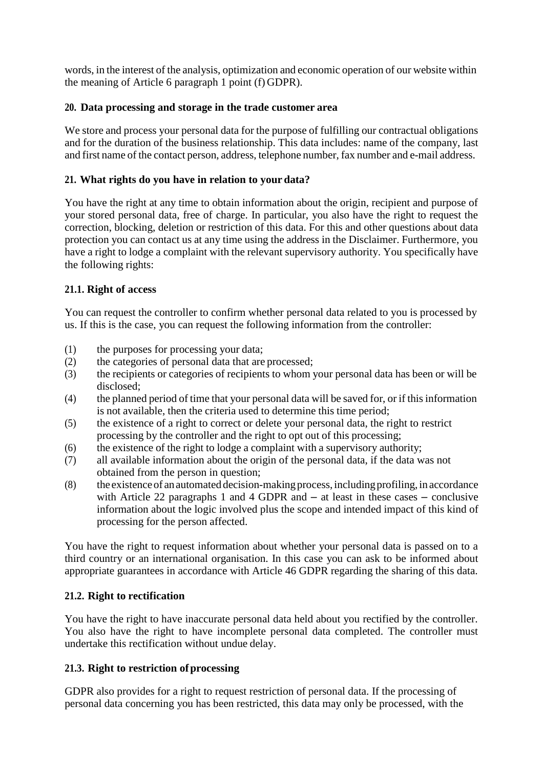words, in the interest of the analysis, optimization and economic operation of our website within the meaning of Article 6 paragraph 1 point (f) GDPR).

### 20. Data processing and storage in the trade customer area

We store and process your personal data for the purpose of fulfilling our contractual obligations and for the duration of the business relationship. This data includes: name of the company, last and first name of the contact person, address, telephone number, fax number and e-mail address.

### 21. What rights do you have in relation to your data?

You have the right at any time to obtain information about the origin, recipient and purpose of your stored personal data, free of charge. In particular, you also have the right to request the correction, blocking, deletion or restriction of this data. For this and other questions about data protection you can contact us at any time using the address in the Disclaimer. Furthermore, you have a right to lodge a complaint with the relevant supervisory authority. You specifically have the following rights:

#### 21.1. Right of access

You can request the controller to confirm whether personal data related to you is processed by us. If this is the case, you can request the following information from the controller:

(1) the purposes for processing your data;
(2) the categories of personal data that are processed;
(3) the recipients or categories of recipients to whom your personal data has been or will be disclosed;
(4) the planned period of time that your personal data will be saved for, or if this information is not available, then the criteria used to determine this time period;
(5) the existence of a right to correct or delete your personal data, the right to restrict processing by the controller and the right to opt out of this processing;
(6) the existence of the right to lodge a complaint with a supervisory authority;
(7) all available information about the origin of the personal data, if the data was not obtained from the person in question;
(8) the existence of an automated decision-making process, including profiling, in accordance with Article 22 paragraphs 1 and 4 GDPR and – at least in these cases – conclusive information about the logic involved plus the scope and intended impact of this kind of processing for the person affected.

You have the right to request information about whether your personal data is passed on to a third country or an international organisation. In this case you can ask to be informed about appropriate guarantees in accordance with Article 46 GDPR regarding the sharing of this data.

#### 21.2. Right to rectification

You have the right to have inaccurate personal data held about you rectified by the controller. You also have the right to have incomplete personal data completed. The controller must undertake this rectification without undue delay.

#### 21.3. Right to restriction of processing

GDPR also provides for a right to request restriction of personal data. If the processing of personal data concerning you has been restricted, this data may only be processed, with the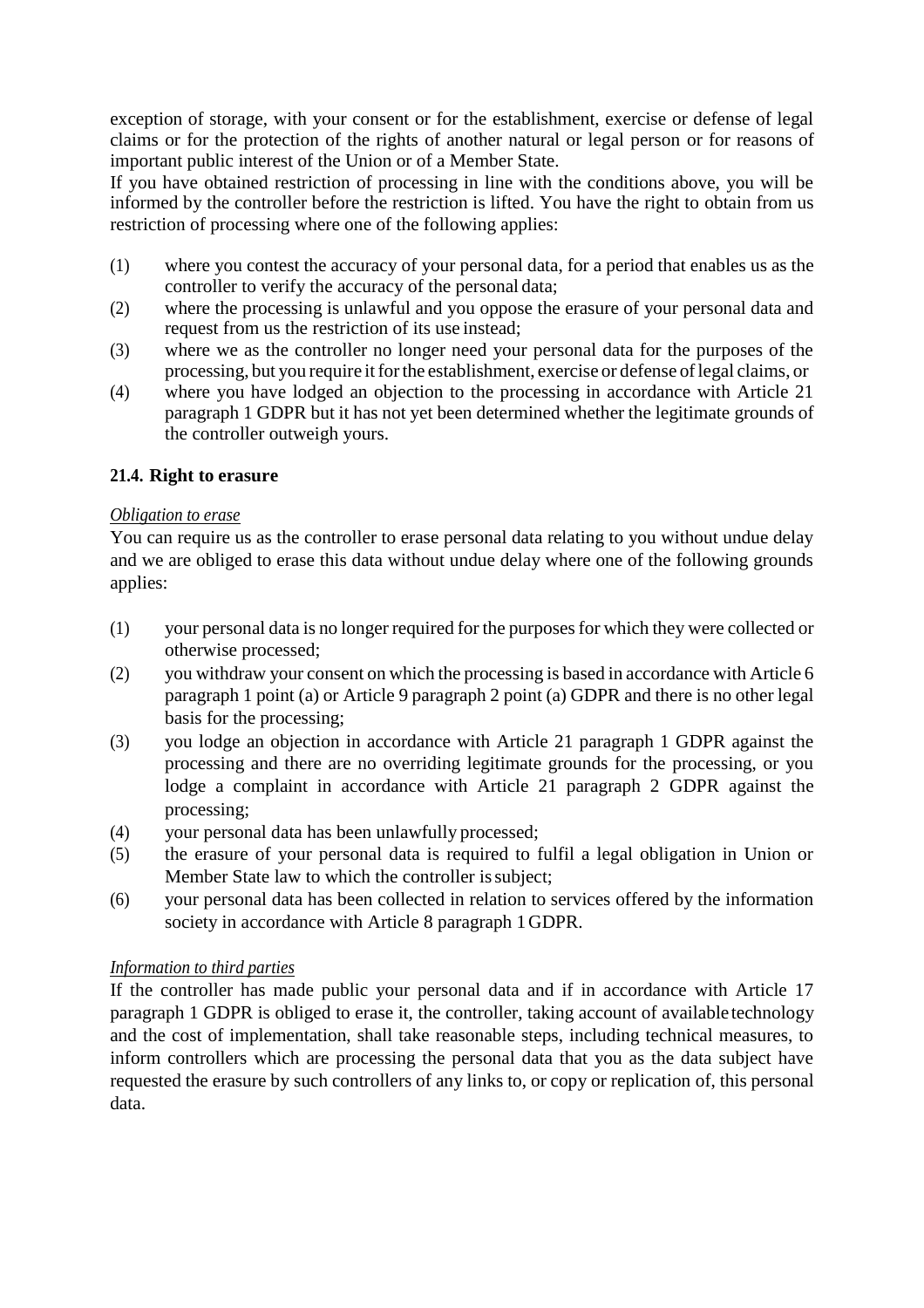exception of storage, with your consent or for the establishment, exercise or defense of legal claims or for the protection of the rights of another natural or legal person or for reasons of important public interest of the Union or of a Member State.

If you have obtained restriction of processing in line with the conditions above, you will be informed by the controller before the restriction is lifted. You have the right to obtain from us restriction of processing where one of the following applies:

(1) where you contest the accuracy of your personal data, for a period that enables us as the controller to verify the accuracy of the personal data;

(2) where the processing is unlawful and you oppose the erasure of your personal data and request from us the restriction of its use instead;

(3) where we as the controller no longer need your personal data for the purposes of the processing, but you require it for the establishment, exercise or defense of legal claims, or

(4) where you have lodged an objection to the processing in accordance with Article 21 paragraph 1 GDPR but it has not yet been determined whether the legitimate grounds of the controller outweigh yours.

### 21.4. Right to erasure

*Obligation to erase*

You can require us as the controller to erase personal data relating to you without undue delay and we are obliged to erase this data without undue delay where one of the following grounds applies:

(1) your personal data is no longer required for the purposes for which they were collected or otherwise processed;

(2) you withdraw your consent on which the processing is based in accordance with Article 6 paragraph 1 point (a) or Article 9 paragraph 2 point (a) GDPR and there is no other legal basis for the processing;

(3) you lodge an objection in accordance with Article 21 paragraph 1 GDPR against the processing and there are no overriding legitimate grounds for the processing, or you lodge a complaint in accordance with Article 21 paragraph 2 GDPR against the processing;

(4) your personal data has been unlawfully processed;

(5) the erasure of your personal data is required to fulfil a legal obligation in Union or Member State law to which the controller is subject;

(6) your personal data has been collected in relation to services offered by the information society in accordance with Article 8 paragraph 1 GDPR.

*Information to third parties*

If the controller has made public your personal data and if in accordance with Article 17 paragraph 1 GDPR is obliged to erase it, the controller, taking account of available technology and the cost of implementation, shall take reasonable steps, including technical measures, to inform controllers which are processing the personal data that you as the data subject have requested the erasure by such controllers of any links to, or copy or replication of, this personal data.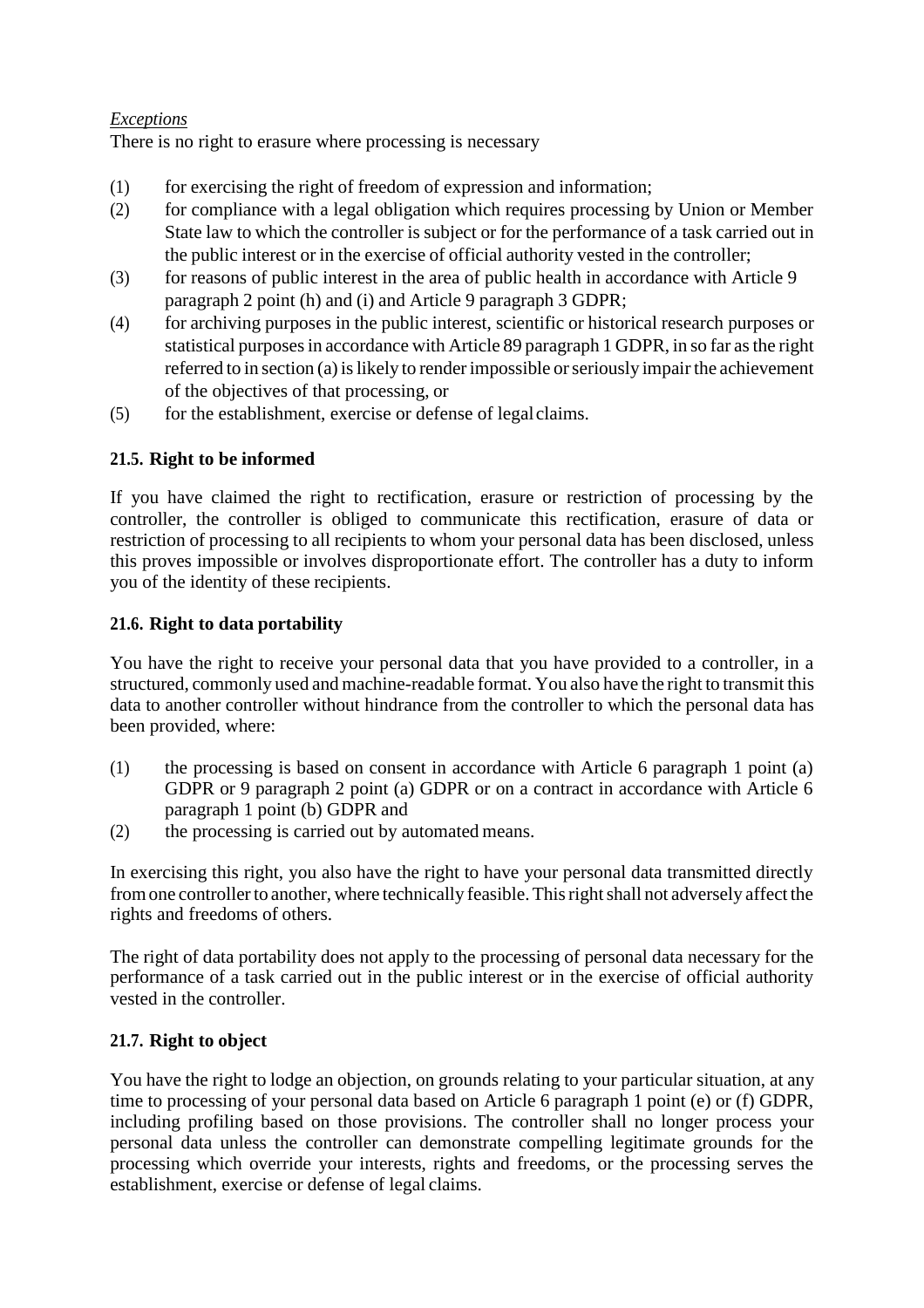*Exceptions*
There is no right to erasure where processing is necessary

(1) for exercising the right of freedom of expression and information;
(2) for compliance with a legal obligation which requires processing by Union or Member State law to which the controller is subject or for the performance of a task carried out in the public interest or in the exercise of official authority vested in the controller;
(3) for reasons of public interest in the area of public health in accordance with Article 9 paragraph 2 point (h) and (i) and Article 9 paragraph 3 GDPR;
(4) for archiving purposes in the public interest, scientific or historical research purposes or statistical purposes in accordance with Article 89 paragraph 1 GDPR, in so far as the right referred to in section (a) is likely to render impossible or seriously impair the achievement of the objectives of that processing, or
(5) for the establishment, exercise or defense of legal claims.

### 21.5. Right to be informed

If you have claimed the right to rectification, erasure or restriction of processing by the controller, the controller is obliged to communicate this rectification, erasure of data or restriction of processing to all recipients to whom your personal data has been disclosed, unless this proves impossible or involves disproportionate effort. The controller has a duty to inform you of the identity of these recipients.

### 21.6. Right to data portability

You have the right to receive your personal data that you have provided to a controller, in a structured, commonly used and machine-readable format. You also have the right to transmit this data to another controller without hindrance from the controller to which the personal data has been provided, where:

(1) the processing is based on consent in accordance with Article 6 paragraph 1 point (a) GDPR or 9 paragraph 2 point (a) GDPR or on a contract in accordance with Article 6 paragraph 1 point (b) GDPR and
(2) the processing is carried out by automated means.

In exercising this right, you also have the right to have your personal data transmitted directly from one controller to another, where technically feasible. This right shall not adversely affect the rights and freedoms of others.

The right of data portability does not apply to the processing of personal data necessary for the performance of a task carried out in the public interest or in the exercise of official authority vested in the controller.

### 21.7. Right to object

You have the right to lodge an objection, on grounds relating to your particular situation, at any time to processing of your personal data based on Article 6 paragraph 1 point (e) or (f) GDPR, including profiling based on those provisions. The controller shall no longer process your personal data unless the controller can demonstrate compelling legitimate grounds for the processing which override your interests, rights and freedoms, or the processing serves the establishment, exercise or defense of legal claims.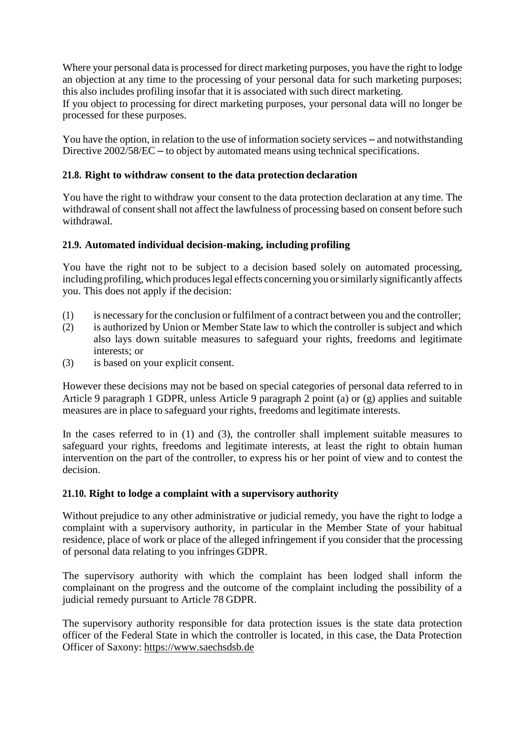Where your personal data is processed for direct marketing purposes, you have the right to lodge an objection at any time to the processing of your personal data for such marketing purposes; this also includes profiling insofar that it is associated with such direct marketing.
If you object to processing for direct marketing purposes, your personal data will no longer be processed for these purposes.

You have the option, in relation to the use of information society services – and notwithstanding Directive 2002/58/EC – to object by automated means using technical specifications.

### 21.8. Right to withdraw consent to the data protection declaration

You have the right to withdraw your consent to the data protection declaration at any time. The withdrawal of consent shall not affect the lawfulness of processing based on consent before such withdrawal.

### 21.9. Automated individual decision-making, including profiling

You have the right not to be subject to a decision based solely on automated processing, including profiling, which produces legal effects concerning you or similarly significantly affects you. This does not apply if the decision:

(1) is necessary for the conclusion or fulfilment of a contract between you and the controller;
(2) is authorized by Union or Member State law to which the controller is subject and which also lays down suitable measures to safeguard your rights, freedoms and legitimate interests; or
(3) is based on your explicit consent.

However these decisions may not be based on special categories of personal data referred to in Article 9 paragraph 1 GDPR, unless Article 9 paragraph 2 point (a) or (g) applies and suitable measures are in place to safeguard your rights, freedoms and legitimate interests.

In the cases referred to in (1) and (3), the controller shall implement suitable measures to safeguard your rights, freedoms and legitimate interests, at least the right to obtain human intervention on the part of the controller, to express his or her point of view and to contest the decision.

### 21.10. Right to lodge a complaint with a supervisory authority

Without prejudice to any other administrative or judicial remedy, you have the right to lodge a complaint with a supervisory authority, in particular in the Member State of your habitual residence, place of work or place of the alleged infringement if you consider that the processing of personal data relating to you infringes GDPR.

The supervisory authority with which the complaint has been lodged shall inform the complainant on the progress and the outcome of the complaint including the possibility of a judicial remedy pursuant to Article 78 GDPR.

The supervisory authority responsible for data protection issues is the state data protection officer of the Federal State in which the controller is located, in this case, the Data Protection Officer of Saxony: https://www.saechsdsb.de